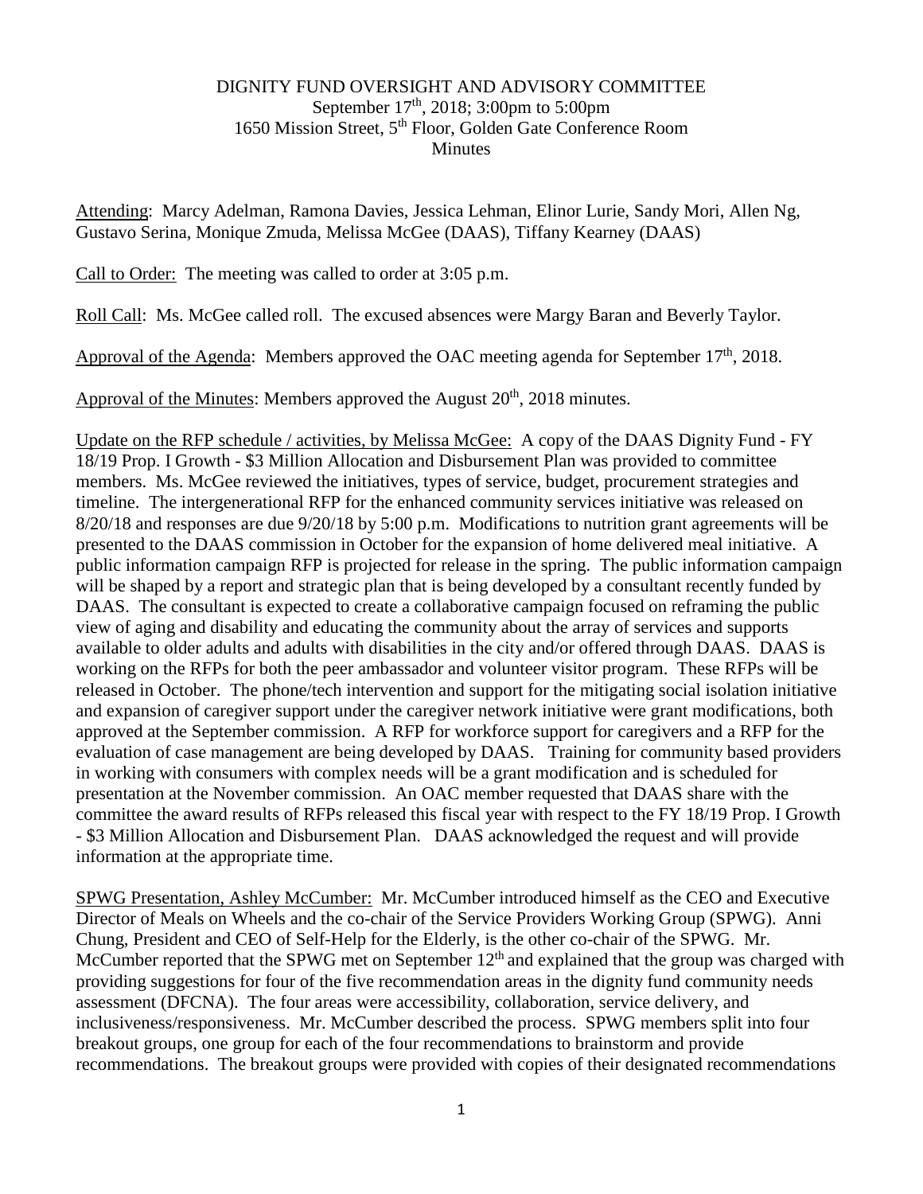DIGNITY FUND OVERSIGHT AND ADVISORY COMMITTEE
September 17th, 2018; 3:00pm to 5:00pm
1650 Mission Street, 5th Floor, Golden Gate Conference Room
Minutes

Attending: Marcy Adelman, Ramona Davies, Jessica Lehman, Elinor Lurie, Sandy Mori, Allen Ng, Gustavo Serina, Monique Zmuda, Melissa McGee (DAAS), Tiffany Kearney (DAAS)

Call to Order: The meeting was called to order at 3:05 p.m.

Roll Call: Ms. McGee called roll. The excused absences were Margy Baran and Beverly Taylor.

Approval of the Agenda: Members approved the OAC meeting agenda for September 17th, 2018.

Approval of the Minutes: Members approved the August 20th, 2018 minutes.

Update on the RFP schedule / activities, by Melissa McGee: A copy of the DAAS Dignity Fund - FY 18/19 Prop. I Growth - $3 Million Allocation and Disbursement Plan was provided to committee members. Ms. McGee reviewed the initiatives, types of service, budget, procurement strategies and timeline. The intergenerational RFP for the enhanced community services initiative was released on 8/20/18 and responses are due 9/20/18 by 5:00 p.m. Modifications to nutrition grant agreements will be presented to the DAAS commission in October for the expansion of home delivered meal initiative. A public information campaign RFP is projected for release in the spring. The public information campaign will be shaped by a report and strategic plan that is being developed by a consultant recently funded by DAAS. The consultant is expected to create a collaborative campaign focused on reframing the public view of aging and disability and educating the community about the array of services and supports available to older adults and adults with disabilities in the city and/or offered through DAAS. DAAS is working on the RFPs for both the peer ambassador and volunteer visitor program. These RFPs will be released in October. The phone/tech intervention and support for the mitigating social isolation initiative and expansion of caregiver support under the caregiver network initiative were grant modifications, both approved at the September commission. A RFP for workforce support for caregivers and a RFP for the evaluation of case management are being developed by DAAS. Training for community based providers in working with consumers with complex needs will be a grant modification and is scheduled for presentation at the November commission. An OAC member requested that DAAS share with the committee the award results of RFPs released this fiscal year with respect to the FY 18/19 Prop. I Growth - $3 Million Allocation and Disbursement Plan. DAAS acknowledged the request and will provide information at the appropriate time.

SPWG Presentation, Ashley McCumber: Mr. McCumber introduced himself as the CEO and Executive Director of Meals on Wheels and the co-chair of the Service Providers Working Group (SPWG). Anni Chung, President and CEO of Self-Help for the Elderly, is the other co-chair of the SPWG. Mr. McCumber reported that the SPWG met on September 12th and explained that the group was charged with providing suggestions for four of the five recommendation areas in the dignity fund community needs assessment (DFCNA). The four areas were accessibility, collaboration, service delivery, and inclusiveness/responsiveness. Mr. McCumber described the process. SPWG members split into four breakout groups, one group for each of the four recommendations to brainstorm and provide recommendations. The breakout groups were provided with copies of their designated recommendations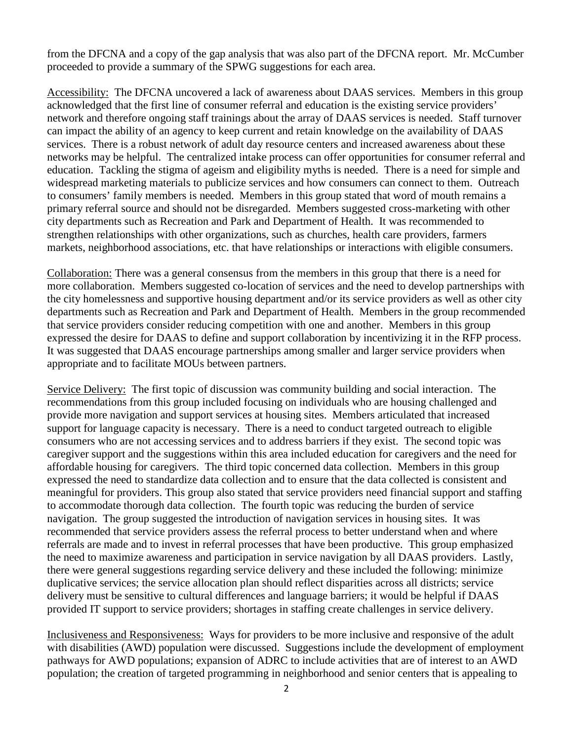from the DFCNA and a copy of the gap analysis that was also part of the DFCNA report. Mr. McCumber proceeded to provide a summary of the SPWG suggestions for each area.

<u>Accessibility:</u> The DFCNA uncovered a lack of awareness about DAAS services. Members in this group acknowledged that the first line of consumer referral and education is the existing service providers' network and therefore ongoing staff trainings about the array of DAAS services is needed. Staff turnover can impact the ability of an agency to keep current and retain knowledge on the availability of DAAS services. There is a robust network of adult day resource centers and increased awareness about these networks may be helpful. The centralized intake process can offer opportunities for consumer referral and education. Tackling the stigma of ageism and eligibility myths is needed. There is a need for simple and widespread marketing materials to publicize services and how consumers can connect to them. Outreach to consumers' family members is needed. Members in this group stated that word of mouth remains a primary referral source and should not be disregarded. Members suggested cross-marketing with other city departments such as Recreation and Park and Department of Health. It was recommended to strengthen relationships with other organizations, such as churches, health care providers, farmers markets, neighborhood associations, etc. that have relationships or interactions with eligible consumers.

<u>Collaboration:</u> There was a general consensus from the members in this group that there is a need for more collaboration. Members suggested co-location of services and the need to develop partnerships with the city homelessness and supportive housing department and/or its service providers as well as other city departments such as Recreation and Park and Department of Health. Members in the group recommended that service providers consider reducing competition with one and another. Members in this group expressed the desire for DAAS to define and support collaboration by incentivizing it in the RFP process. It was suggested that DAAS encourage partnerships among smaller and larger service providers when appropriate and to facilitate MOUs between partners.

<u>Service Delivery:</u> The first topic of discussion was community building and social interaction. The recommendations from this group included focusing on individuals who are housing challenged and provide more navigation and support services at housing sites. Members articulated that increased support for language capacity is necessary. There is a need to conduct targeted outreach to eligible consumers who are not accessing services and to address barriers if they exist. The second topic was caregiver support and the suggestions within this area included education for caregivers and the need for affordable housing for caregivers. The third topic concerned data collection. Members in this group expressed the need to standardize data collection and to ensure that the data collected is consistent and meaningful for providers. This group also stated that service providers need financial support and staffing to accommodate thorough data collection. The fourth topic was reducing the burden of service navigation. The group suggested the introduction of navigation services in housing sites. It was recommended that service providers assess the referral process to better understand when and where referrals are made and to invest in referral processes that have been productive. This group emphasized the need to maximize awareness and participation in service navigation by all DAAS providers. Lastly, there were general suggestions regarding service delivery and these included the following: minimize duplicative services; the service allocation plan should reflect disparities across all districts; service delivery must be sensitive to cultural differences and language barriers; it would be helpful if DAAS provided IT support to service providers; shortages in staffing create challenges in service delivery.

<u>Inclusiveness and Responsiveness:</u> Ways for providers to be more inclusive and responsive of the adult with disabilities (AWD) population were discussed. Suggestions include the development of employment pathways for AWD populations; expansion of ADRC to include activities that are of interest to an AWD population; the creation of targeted programming in neighborhood and senior centers that is appealing to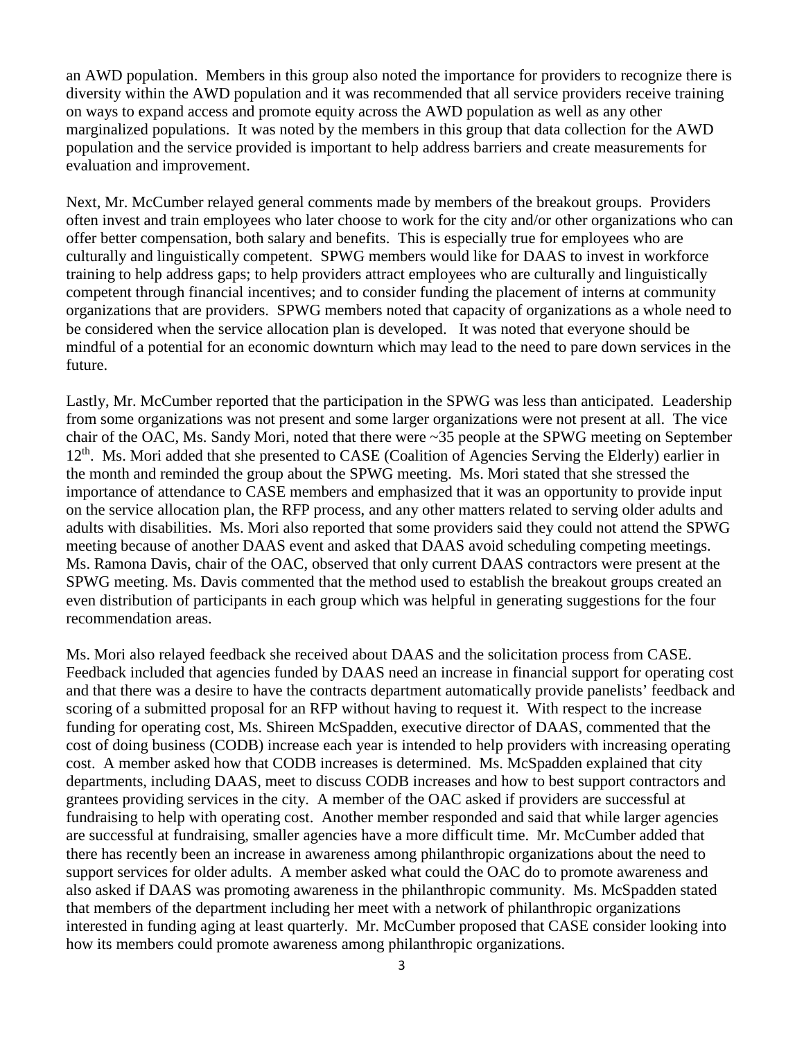an AWD population. Members in this group also noted the importance for providers to recognize there is diversity within the AWD population and it was recommended that all service providers receive training on ways to expand access and promote equity across the AWD population as well as any other marginalized populations. It was noted by the members in this group that data collection for the AWD population and the service provided is important to help address barriers and create measurements for evaluation and improvement.

Next, Mr. McCumber relayed general comments made by members of the breakout groups. Providers often invest and train employees who later choose to work for the city and/or other organizations who can offer better compensation, both salary and benefits. This is especially true for employees who are culturally and linguistically competent. SPWG members would like for DAAS to invest in workforce training to help address gaps; to help providers attract employees who are culturally and linguistically competent through financial incentives; and to consider funding the placement of interns at community organizations that are providers. SPWG members noted that capacity of organizations as a whole need to be considered when the service allocation plan is developed. It was noted that everyone should be mindful of a potential for an economic downturn which may lead to the need to pare down services in the future.

Lastly, Mr. McCumber reported that the participation in the SPWG was less than anticipated. Leadership from some organizations was not present and some larger organizations were not present at all. The vice chair of the OAC, Ms. Sandy Mori, noted that there were ~35 people at the SPWG meeting on September 12th. Ms. Mori added that she presented to CASE (Coalition of Agencies Serving the Elderly) earlier in the month and reminded the group about the SPWG meeting. Ms. Mori stated that she stressed the importance of attendance to CASE members and emphasized that it was an opportunity to provide input on the service allocation plan, the RFP process, and any other matters related to serving older adults and adults with disabilities. Ms. Mori also reported that some providers said they could not attend the SPWG meeting because of another DAAS event and asked that DAAS avoid scheduling competing meetings. Ms. Ramona Davis, chair of the OAC, observed that only current DAAS contractors were present at the SPWG meeting. Ms. Davis commented that the method used to establish the breakout groups created an even distribution of participants in each group which was helpful in generating suggestions for the four recommendation areas.

Ms. Mori also relayed feedback she received about DAAS and the solicitation process from CASE. Feedback included that agencies funded by DAAS need an increase in financial support for operating cost and that there was a desire to have the contracts department automatically provide panelists' feedback and scoring of a submitted proposal for an RFP without having to request it. With respect to the increase funding for operating cost, Ms. Shireen McSpadden, executive director of DAAS, commented that the cost of doing business (CODB) increase each year is intended to help providers with increasing operating cost. A member asked how that CODB increases is determined. Ms. McSpadden explained that city departments, including DAAS, meet to discuss CODB increases and how to best support contractors and grantees providing services in the city. A member of the OAC asked if providers are successful at fundraising to help with operating cost. Another member responded and said that while larger agencies are successful at fundraising, smaller agencies have a more difficult time. Mr. McCumber added that there has recently been an increase in awareness among philanthropic organizations about the need to support services for older adults. A member asked what could the OAC do to promote awareness and also asked if DAAS was promoting awareness in the philanthropic community. Ms. McSpadden stated that members of the department including her meet with a network of philanthropic organizations interested in funding aging at least quarterly. Mr. McCumber proposed that CASE consider looking into how its members could promote awareness among philanthropic organizations.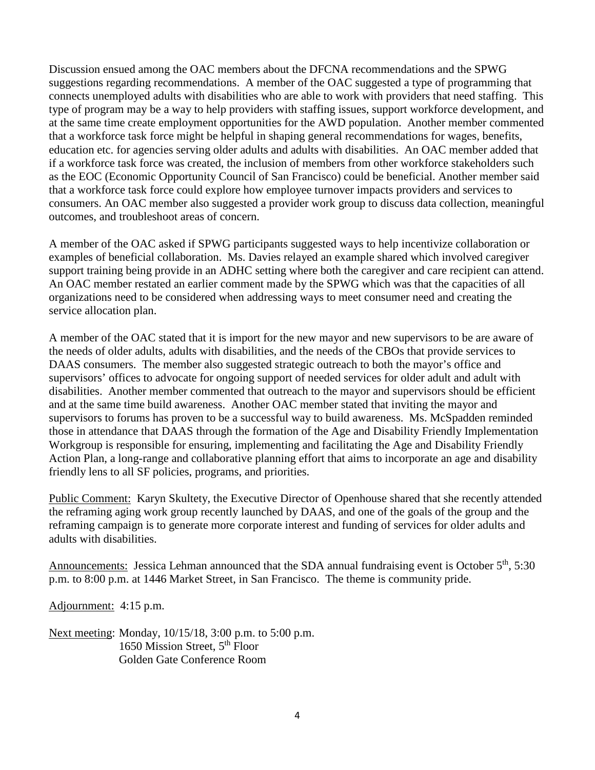Discussion ensued among the OAC members about the DFCNA recommendations and the SPWG suggestions regarding recommendations. A member of the OAC suggested a type of programming that connects unemployed adults with disabilities who are able to work with providers that need staffing. This type of program may be a way to help providers with staffing issues, support workforce development, and at the same time create employment opportunities for the AWD population. Another member commented that a workforce task force might be helpful in shaping general recommendations for wages, benefits, education etc. for agencies serving older adults and adults with disabilities. An OAC member added that if a workforce task force was created, the inclusion of members from other workforce stakeholders such as the EOC (Economic Opportunity Council of San Francisco) could be beneficial. Another member said that a workforce task force could explore how employee turnover impacts providers and services to consumers. An OAC member also suggested a provider work group to discuss data collection, meaningful outcomes, and troubleshoot areas of concern.

A member of the OAC asked if SPWG participants suggested ways to help incentivize collaboration or examples of beneficial collaboration. Ms. Davies relayed an example shared which involved caregiver support training being provide in an ADHC setting where both the caregiver and care recipient can attend. An OAC member restated an earlier comment made by the SPWG which was that the capacities of all organizations need to be considered when addressing ways to meet consumer need and creating the service allocation plan.

A member of the OAC stated that it is import for the new mayor and new supervisors to be are aware of the needs of older adults, adults with disabilities, and the needs of the CBOs that provide services to DAAS consumers. The member also suggested strategic outreach to both the mayor's office and supervisors' offices to advocate for ongoing support of needed services for older adult and adult with disabilities. Another member commented that outreach to the mayor and supervisors should be efficient and at the same time build awareness. Another OAC member stated that inviting the mayor and supervisors to forums has proven to be a successful way to build awareness. Ms. McSpadden reminded those in attendance that DAAS through the formation of the Age and Disability Friendly Implementation Workgroup is responsible for ensuring, implementing and facilitating the Age and Disability Friendly Action Plan, a long-range and collaborative planning effort that aims to incorporate an age and disability friendly lens to all SF policies, programs, and priorities.

Public Comment: Karyn Skultety, the Executive Director of Openhouse shared that she recently attended the reframing aging work group recently launched by DAAS, and one of the goals of the group and the reframing campaign is to generate more corporate interest and funding of services for older adults and adults with disabilities.

Announcements: Jessica Lehman announced that the SDA annual fundraising event is October 5th, 5:30 p.m. to 8:00 p.m. at 1446 Market Street, in San Francisco. The theme is community pride.

Adjournment: 4:15 p.m.

Next meeting: Monday, 10/15/18, 3:00 p.m. to 5:00 p.m.
1650 Mission Street, 5th Floor
Golden Gate Conference Room